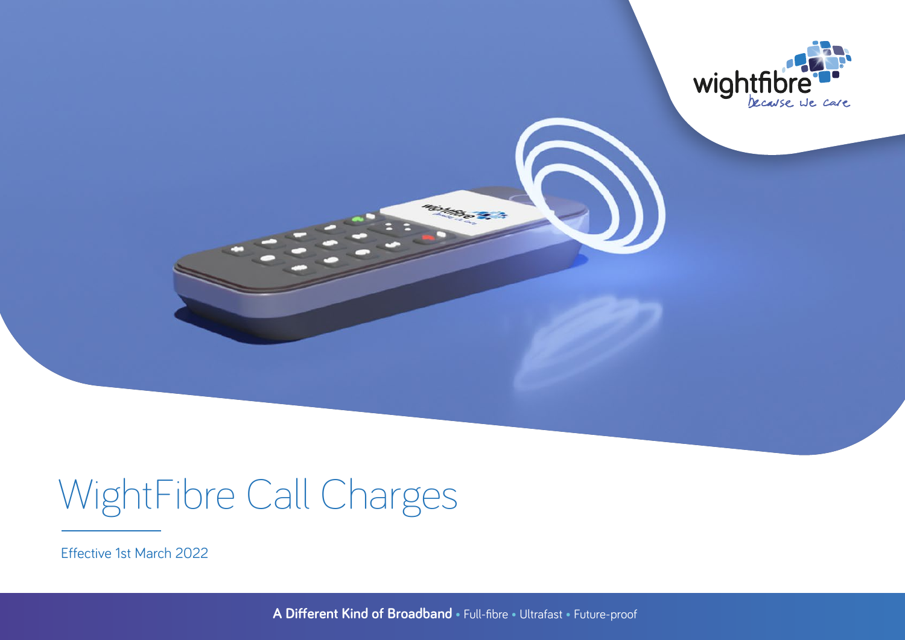wightfibre
because we care

# WightFibre Call Charges

Effective 1st March 2022

**A Different Kind of Broadband** • Full-fibre • Ultrafast • Future-proof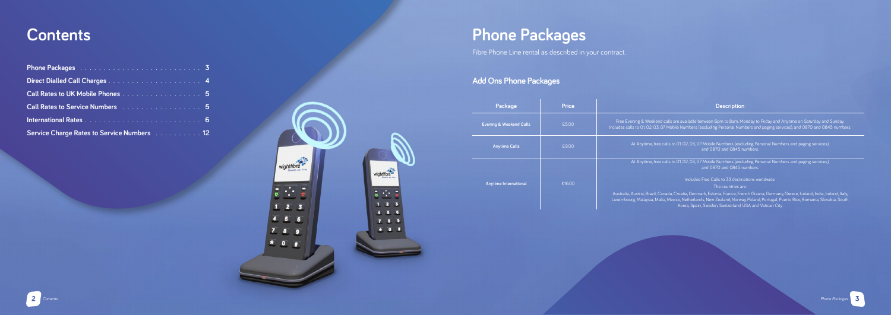# Contents

| | |
|---|---|
| **Phone Packages** | **3** |
| **Direct Dialled Call Charges** | **4** |
| **Call Rates to UK Mobile Phones** | **5** |
| **Call Rates to Service Numbers** | **5** |
| **International Rates** | **6** |
| **Service Charge Rates to Service Numbers** | **12** |

# Phone Packages

Fibre Phone Line rental as described in your contract.

## Add Ons Phone Packages

| Package | Price | Description |
|---|---|---|
| Evening & Weekend Calls | £5.00 | Free Evening & Weekend calls are available between 6pm to 8am, Monday to Friday and Anytime on Saturday and Sunday. Includes calls to 01, 02, 03, 07 Mobile Numbers (excluding Personal Numbers and paging services), and 0870 and 0845 numbers. |
| Anytime Calls | £9.00 | At Anytime, free calls to 01, 02, 03, 07 Mobile Numbers (excluding Personal Numbers and paging services), and 0870 and 0845 numbers. |
| Anytime International | £16.00 | At Anytime, free calls to 01, 02, 03, 07 Mobile Numbers (excluding Personal Numbers and paging services), and 0870 and 0845 numbers.<br><br>Includes Free Calls to 33 destinations worldwide.<br><br>The countries are:<br><br>Australia, Austria, Brazil, Canada, Croatia, Denmark, Estonia, France, French Guiana, Germany, Greece, Iceland, India, Ireland, Italy, Luxembourg, Malaysia, Malta, Mexico, Netherlands, New Zealand, Norway, Poland, Portugal, Puerto Rico, Romania, Slovakia, South Korea, Spain, Sweden, Switzerland, USA and Vatican City. |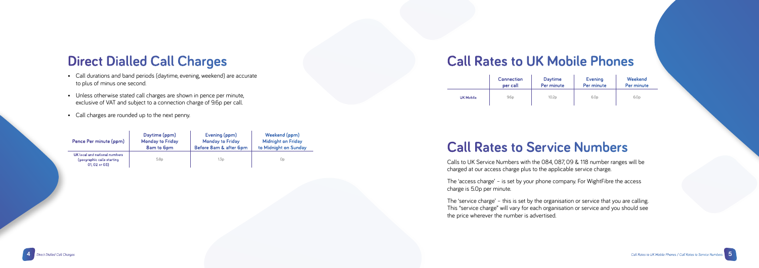## Direct Dialled Call Charges

- Call durations and band periods (daytime, evening, weekend) are accurate to plus of minus one second.
- Unless otherwise stated call charges are shown in pence per minute, exclusive of VAT and subject to a connection charge of 9.6p per call.
- Call charges are rounded up to the next penny.

| Pence Per minute (ppm) | Daytime (ppm) Monday to Friday 8am to 6pm | Evening (ppm) Monday to Friday Before 8am & after 6pm | Weekend (ppm) Midnight on Friday to Midnight on Sunday |
|---|---|---|---|
| UK local and national numbers (geographic calls starting 01, 02 or 03) | 5.8p | 1.3p | 0p |

## Call Rates to UK Mobile Phones

| | Connection per call | Daytime Per minute | Evening Per minute | Weekend Per minute |
|---|---|---|---|---|
| UK Mobile | 9.6p | 10.2p | 6.0p | 6.0p |

## Call Rates to Service Numbers

Calls to UK Service Numbers with the 084, 087, 09 & 118 number ranges will be charged at our access charge plus to the applicable service charge.

The 'access charge' – is set by your phone company. For WightFibre the access charge is 5.0p per minute.

The 'service charge' – this is set by the organisation or service that you are calling. This "service charge" will vary for each organisation or service and you should see the price wherever the number is advertised.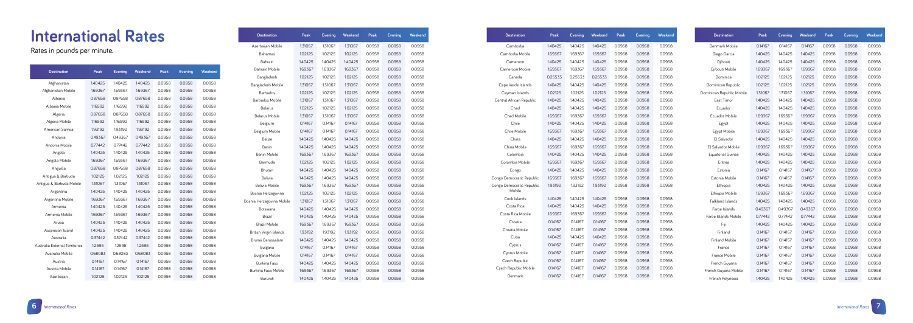# International Rates

Rates in pounds per minute.

| Destination | Peak | Evening | Weekend | Peak | Evening | Weekend |
|---|---|---|---|---|---|---|
| Afghanistan | 1.40425 | 1.40425 | 1.40425 | 0.0958 | 0.0958 | 0.0958 |
| Afghanistan Mobile | 1.69367 | 1.69367 | 1.69367 | 0.0958 | 0.0958 | 0.0958 |
| Albania | 0.87658 | 0.87658 | 0.87658 | 0.0958 | 0.0958 | 0.0958 |
| Albania Mobile | 1.16592 | 1.16592 | 1.16592 | 0.0958 | 0.0958 | 0.0958 |
| Algeria | 0.87658 | 0.87658 | 0.87658 | 0.0958 | 0.0958 | 0.0958 |
| Algeria Mobile | 1.16592 | 1.16592 | 1.16592 | 0.0958 | 0.0958 | 0.0958 |
| American Samoa | 1.93192 | 1.93192 | 1.93192 | 0.0958 | 0.0958 | 0.0958 |
| Andorra | 0.49367 | 0.49367 | 0.49367 | 0.0958 | 0.0958 | 0.0958 |
| Andorra Mobile | 0.77442 | 0.77442 | 0.77442 | 0.0958 | 0.0958 | 0.0958 |
| Angola | 1.40425 | 1.40425 | 1.40425 | 0.0958 | 0.0958 | 0.0958 |
| Angola Mobile | 1.69367 | 1.69367 | 1.69367 | 0.0958 | 0.0958 | 0.0958 |
| Anguilla | 0.87658 | 0.87658 | 0.87658 | 0.0958 | 0.0958 | 0.0958 |
| Antigua & Barbuda | 1.02125 | 1.02125 | 1.02125 | 0.0958 | 0.0958 | 0.0958 |
| Antigua & Barbuda Mobile | 1.31067 | 1.31067 | 1.31067 | 0.0958 | 0.0958 | 0.0958 |
| Argentina | 1.40425 | 1.40425 | 1.40425 | 0.0958 | 0.0958 | 0.0958 |
| Argentina Mobile | 1.69367 | 1.69367 | 1.69367 | 0.0958 | 0.0958 | 0.0958 |
| Armenia | 1.40425 | 1.40425 | 1.40425 | 0.0958 | 0.0958 | 0.0958 |
| Armenia Mobile | 1.69367 | 1.69367 | 1.69367 | 0.0958 | 0.0958 | 0.0958 |
| Aruba | 1.40425 | 1.40425 | 1.40425 | 0.0958 | 0.0958 | 0.0958 |
| Ascension Island | 1.40425 | 1.40425 | 1.40425 | 0.0958 | 0.0958 | 0.0958 |
| Australia | 0.37442 | 0.37442 | 0.37442 | 0.0958 | 0.0958 | 0.0958 |
| Australia External Territories | 1.2595 | 1.2595 | 1.2595 | 0.0958 | 0.0958 | 0.0958 |
| Australia Mobile | 0.68083 | 0.68083 | 0.68083 | 0.0958 | 0.0958 | 0.0958 |
| Austria | 0.14167 | 0.14167 | 0.14167 | 0.0958 | 0.0958 | 0.0958 |
| Austria Mobile | 0.14167 | 0.14167 | 0.14167 | 0.0958 | 0.0958 | 0.0958 |
| Azerbaijan | 1.02125 | 1.02125 | 1.02125 | 0.0958 | 0.0958 | 0.0958 |
| Azerbaijan Mobile | 1.31067 | 1.31067 | 1.31067 | 0.0958 | 0.0958 | 0.0958 |
| Bahamas | 1.02125 | 1.02125 | 1.02125 | 0.0958 | 0.0958 | 0.0958 |
| Bahrain | 1.40425 | 1.40425 | 1.40425 | 0.0958 | 0.0958 | 0.0958 |
| Bahrain Mobile | 1.69367 | 1.69367 | 1.69367 | 0.0958 | 0.0958 | 0.0958 |
| Bangladesh | 1.02125 | 1.02125 | 1.02125 | 0.0958 | 0.0958 | 0.0958 |
| Bangladesh Mobile | 1.31067 | 1.31067 | 1.31067 | 0.0958 | 0.0958 | 0.0958 |
| Barbados | 1.02125 | 1.02125 | 1.02125 | 0.0958 | 0.0958 | 0.0958 |
| Barbados Mobile | 1.31067 | 1.31067 | 1.31067 | 0.0958 | 0.0958 | 0.0958 |
| Belarus | 1.02125 | 1.02125 | 1.02125 | 0.0958 | 0.0958 | 0.0958 |
| Belarus Mobile | 1.31067 | 1.31067 | 1.31067 | 0.0958 | 0.0958 | 0.0958 |
| Belgium | 0.14167 | 0.14167 | 0.14167 | 0.0958 | 0.0958 | 0.0958 |
| Belgium Mobile | 0.14167 | 0.14167 | 0.14167 | 0.0958 | 0.0958 | 0.0958 |
| Belize | 1.40425 | 1.40425 | 1.40425 | 0.0958 | 0.0958 | 0.0958 |
| Benin | 1.40425 | 1.40425 | 1.40425 | 0.0958 | 0.0958 | 0.0958 |
| Benin Mobile | 1.69367 | 1.69367 | 1.69367 | 0.0958 | 0.0958 | 0.0958 |
| Bermuda | 1.02125 | 1.02125 | 1.02125 | 0.0958 | 0.0958 | 0.0958 |
| Bhutan | 1.40425 | 1.40425 | 1.40425 | 0.0958 | 0.0958 | 0.0958 |
| Bolivia | 1.40425 | 1.40425 | 1.40425 | 0.0958 | 0.0958 | 0.0958 |
| Bolivia Mobile | 1.69367 | 1.69367 | 1.69367 | 0.0958 | 0.0958 | 0.0958 |
| Bosnia Herzegovina | 1.02125 | 1.02125 | 1.02125 | 0.0958 | 0.0958 | 0.0958 |
| Bosnia Herzegovina Mobile | 1.31067 | 1.31067 | 1.31067 | 0.0958 | 0.0958 | 0.0958 |
| Botswana | 1.40425 | 1.40425 | 1.40425 | 0.0958 | 0.0958 | 0.0958 |
| Brazil | 1.40425 | 1.40425 | 1.40425 | 0.0958 | 0.0958 | 0.0958 |
| Brazil Mobile | 1.69367 | 1.69367 | 1.69367 | 0.0958 | 0.0958 | 0.0958 |
| British Virgin Islands | 1.93192 | 1.93192 | 1.93192 | 0.0958 | 0.0958 | 0.0958 |
| Brunei Darussalam | 1.40425 | 1.40425 | 1.40425 | 0.0958 | 0.0958 | 0.0958 |
| Bulgaria | 0.14167 | 0.14167 | 0.14167 | 0.0958 | 0.0958 | 0.0958 |
| Bulgaria Mobile | 0.14167 | 0.14167 | 0.14167 | 0.0958 | 0.0958 | 0.0958 |
| Burkina Faso | 1.40425 | 1.40425 | 1.40425 | 0.0958 | 0.0958 | 0.0958 |
| Burkina Faso Mobile | 1.69367 | 1.69367 | 1.69367 | 0.0958 | 0.0958 | 0.0958 |
| Burundi | 1.40425 | 1.40425 | 1.40425 | 0.0958 | 0.0958 | 0.0958 |
| Cambodia | 1.40425 | 1.40425 | 1.40425 | 0.0958 | 0.0958 | 0.0958 |
| Cambodia Mobile | 1.69367 | 1.69367 | 1.69367 | 0.0958 | 0.0958 | 0.0958 |
| Cameroon | 1.40425 | 1.40425 | 1.40425 | 0.0958 | 0.0958 | 0.0958 |
| Cameroon Mobile | 1.69367 | 1.69367 | 1.69367 | 0.0958 | 0.0958 | 0.0958 |
| Canada | 0.25533 | 0.25533 | 0.25533 | 0.0958 | 0.0958 | 0.0958 |
| Cape Verde Islands | 1.40425 | 1.40425 | 1.40425 | 0.0958 | 0.0958 | 0.0958 |
| Cayman Islands | 1.02125 | 1.02125 | 1.02125 | 0.0958 | 0.0958 | 0.0958 |
| Central African Republic | 1.40425 | 1.40425 | 1.40425 | 0.0958 | 0.0958 | 0.0958 |
| Chad | 1.40425 | 1.40425 | 1.40425 | 0.0958 | 0.0958 | 0.0958 |
| Chad Mobile | 1.69367 | 1.69367 | 1.69367 | 0.0958 | 0.0958 | 0.0958 |
| Chile | 1.40425 | 1.40425 | 1.40425 | 0.0958 | 0.0958 | 0.0958 |
| Chile Mobile | 1.69367 | 1.69367 | 1.69367 | 0.0958 | 0.0958 | 0.0958 |
| China | 1.40425 | 1.40425 | 1.40425 | 0.0958 | 0.0958 | 0.0958 |
| China Mobile | 1.69367 | 1.69367 | 1.69367 | 0.0958 | 0.0958 | 0.0958 |
| Colombia | 1.40425 | 1.40425 | 1.40425 | 0.0958 | 0.0958 | 0.0958 |
| Colombia Mobile | 1.69367 | 1.69367 | 1.69367 | 0.0958 | 0.0958 | 0.0958 |
| Congo | 1.40425 | 1.40425 | 1.40425 | 0.0958 | 0.0958 | 0.0958 |
| Congo Democratic Republic | 1.69367 | 1.69367 | 1.69367 | 0.0958 | 0.0958 | 0.0958 |
| Congo Democratic Republic Mobile | 1.93192 | 1.93192 | 1.93192 | 0.0958 | 0.0958 | 0.0958 |
| Cook Islands | 1.40425 | 1.40425 | 1.40425 | 0.0958 | 0.0958 | 0.0958 |
| Costa Rica | 1.40425 | 1.40425 | 1.40425 | 0.0958 | 0.0958 | 0.0958 |
| Costa Rica Mobile | 1.69367 | 1.69367 | 1.69367 | 0.0958 | 0.0958 | 0.0958 |
| Croatia | 0.14167 | 0.14167 | 0.14167 | 0.0958 | 0.0958 | 0.0958 |
| Croatia Mobile | 0.14167 | 0.14167 | 0.14167 | 0.0958 | 0.0958 | 0.0958 |
| Cuba | 1.40425 | 1.40425 | 1.40425 | 0.0958 | 0.0958 | 0.0958 |
| Cyprus | 0.14167 | 0.14167 | 0.14167 | 0.0958 | 0.0958 | 0.0958 |
| Cyprus Mobile | 0.14167 | 0.14167 | 0.14167 | 0.0958 | 0.0958 | 0.0958 |
| Czech Republic | 0.14167 | 0.14167 | 0.14167 | 0.0958 | 0.0958 | 0.0958 |
| Czech Republic Mobile | 0.14167 | 0.14167 | 0.14167 | 0.0958 | 0.0958 | 0.0958 |
| Denmark | 0.14167 | 0.14167 | 0.14167 | 0.0958 | 0.0958 | 0.0958 |
| Denmark Mobile | 0.14167 | 0.14167 | 0.14167 | 0.0958 | 0.0958 | 0.0958 |
| Diego Garcia | 1.40425 | 1.40425 | 1.40425 | 0.0958 | 0.0958 | 0.0958 |
| Djibouti | 1.40425 | 1.40425 | 1.40425 | 0.0958 | 0.0958 | 0.0958 |
| Djibouti Mobile | 1.69367 | 1.69367 | 1.69367 | 0.0958 | 0.0958 | 0.0958 |
| Dominica | 1.02125 | 1.02125 | 1.02125 | 0.0958 | 0.0958 | 0.0958 |
| Dominican Republic | 1.02125 | 1.02125 | 1.02125 | 0.0958 | 0.0958 | 0.0958 |
| Dominican Republic Mobile | 1.31067 | 1.31067 | 1.31067 | 0.0958 | 0.0958 | 0.0958 |
| East Timor | 1.40425 | 1.40425 | 1.40425 | 0.0958 | 0.0958 | 0.0958 |
| Ecuador | 1.40425 | 1.40425 | 1.40425 | 0.0958 | 0.0958 | 0.0958 |
| Ecuador Mobile | 1.69367 | 1.69367 | 1.69367 | 0.0958 | 0.0958 | 0.0958 |
| Egypt | 1.40425 | 1.40425 | 1.40425 | 0.0958 | 0.0958 | 0.0958 |
| Egypt Mobile | 1.69367 | 1.69367 | 1.69367 | 0.0958 | 0.0958 | 0.0958 |
| El Salvador | 1.40425 | 1.40425 | 1.40425 | 0.0958 | 0.0958 | 0.0958 |
| El Salvador Mobile | 1.69367 | 1.69367 | 1.69367 | 0.0958 | 0.0958 | 0.0958 |
| Equatorial Guinea | 1.40425 | 1.40425 | 1.40425 | 0.0958 | 0.0958 | 0.0958 |
| Eritrea | 1.40425 | 1.40425 | 1.40425 | 0.0958 | 0.0958 | 0.0958 |
| Estonia | 0.14167 | 0.14167 | 0.14167 | 0.0958 | 0.0958 | 0.0958 |
| Estonia Mobile | 0.14167 | 0.14167 | 0.14167 | 0.0958 | 0.0958 | 0.0958 |
| Ethiopia | 1.40425 | 1.40425 | 1.40425 | 0.0958 | 0.0958 | 0.0958 |
| Ethiopia Mobile | 1.69367 | 1.69367 | 1.69367 | 0.0958 | 0.0958 | 0.0958 |
| Falkland Islands | 1.40425 | 1.40425 | 1.40425 | 0.0958 | 0.0958 | 0.0958 |
| Faroe Islands | 0.49367 | 0.49367 | 0.49367 | 0.0958 | 0.0958 | 0.0958 |
| Faroe Islands Mobile | 0.77442 | 0.77442 | 0.77442 | 0.0958 | 0.0958 | 0.0958 |
| Fiji | 1.40425 | 1.40425 | 1.40425 | 0.0958 | 0.0958 | 0.0958 |
| Finland | 0.14167 | 0.14167 | 0.14167 | 0.0958 | 0.0958 | 0.0958 |
| Finland Mobile | 0.14167 | 0.14167 | 0.14167 | 0.0958 | 0.0958 | 0.0958 |
| France | 0.14167 | 0.14167 | 0.14167 | 0.0958 | 0.0958 | 0.0958 |
| France Mobile | 0.14167 | 0.14167 | 0.14167 | 0.0958 | 0.0958 | 0.0958 |
| French Guyana | 0.14167 | 0.14167 | 0.14167 | 0.0958 | 0.0958 | 0.0958 |
| French Guyana Mobile | 0.14167 | 0.14167 | 0.14167 | 0.0958 | 0.0958 | 0.0958 |
| French Polynesia | 1.40425 | 1.40425 | 1.40425 | 0.0958 | 0.0958 | 0.0958 |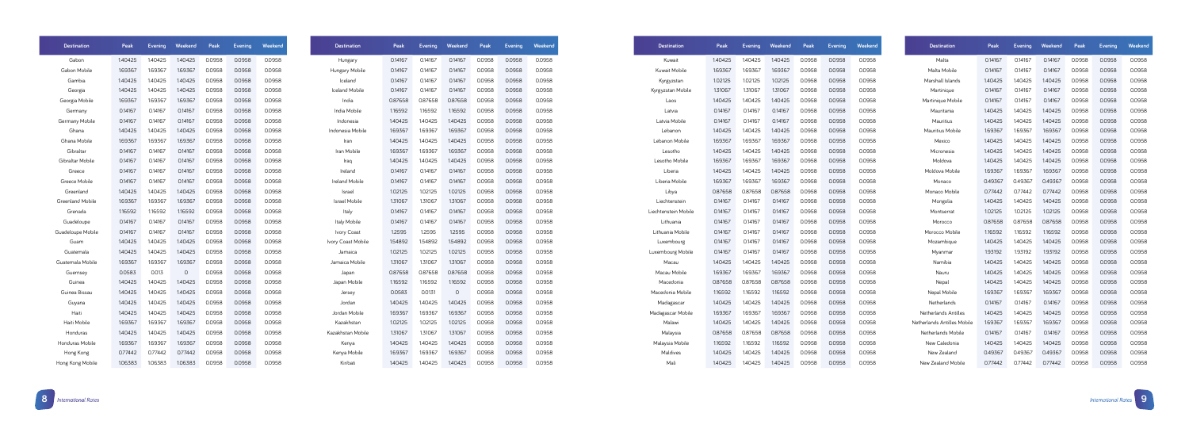| Destination | Peak | Evening | Weekend | Peak | Evening | Weekend |
|---|---|---|---|---|---|---|
| Gabon | 1.40425 | 1.40425 | 1.40425 | 0.0958 | 0.0958 | 0.0958 |
| Gabon Mobile | 1.69367 | 1.69367 | 1.69367 | 0.0958 | 0.0958 | 0.0958 |
| Gambia | 1.40425 | 1.40425 | 1.40425 | 0.0958 | 0.0958 | 0.0958 |
| Georgia | 1.40425 | 1.40425 | 1.40425 | 0.0958 | 0.0958 | 0.0958 |
| Georgia Mobile | 1.69367 | 1.69367 | 1.69367 | 0.0958 | 0.0958 | 0.0958 |
| Germany | 0.14167 | 0.14167 | 0.14167 | 0.0958 | 0.0958 | 0.0958 |
| Germany Mobile | 0.14167 | 0.14167 | 0.14167 | 0.0958 | 0.0958 | 0.0958 |
| Ghana | 1.40425 | 1.40425 | 1.40425 | 0.0958 | 0.0958 | 0.0958 |
| Ghana Mobile | 1.69367 | 1.69367 | 1.69367 | 0.0958 | 0.0958 | 0.0958 |
| Gibraltar | 0.14167 | 0.14167 | 0.14167 | 0.0958 | 0.0958 | 0.0958 |
| Gibraltar Mobile | 0.14167 | 0.14167 | 0.14167 | 0.0958 | 0.0958 | 0.0958 |
| Greece | 0.14167 | 0.14167 | 0.14167 | 0.0958 | 0.0958 | 0.0958 |
| Greece Mobile | 0.14167 | 0.14167 | 0.14167 | 0.0958 | 0.0958 | 0.0958 |
| Greenland | 1.40425 | 1.40425 | 1.40425 | 0.0958 | 0.0958 | 0.0958 |
| Greenland Mobile | 1.69367 | 1.69367 | 1.69367 | 0.0958 | 0.0958 | 0.0958 |
| Grenada | 1.16592 | 1.16592 | 1.16592 | 0.0958 | 0.0958 | 0.0958 |
| Guadeloupe | 0.14167 | 0.14167 | 0.14167 | 0.0958 | 0.0958 | 0.0958 |
| Guadeloupe Mobile | 0.14167 | 0.14167 | 0.14167 | 0.0958 | 0.0958 | 0.0958 |
| Guam | 1.40425 | 1.40425 | 1.40425 | 0.0958 | 0.0958 | 0.0958 |
| Guatemala | 1.40425 | 1.40425 | 1.40425 | 0.0958 | 0.0958 | 0.0958 |
| Guatemala Mobile | 1.69367 | 1.69367 | 1.69367 | 0.0958 | 0.0958 | 0.0958 |
| Guernsey | 0.0583 | 0.013 | 0 | 0.0958 | 0.0958 | 0.0958 |
| Guinea | 1.40425 | 1.40425 | 1.40425 | 0.0958 | 0.0958 | 0.0958 |
| Guinea Bissau | 1.40425 | 1.40425 | 1.40425 | 0.0958 | 0.0958 | 0.0958 |
| Guyana | 1.40425 | 1.40425 | 1.40425 | 0.0958 | 0.0958 | 0.0958 |
| Haiti | 1.40425 | 1.40425 | 1.40425 | 0.0958 | 0.0958 | 0.0958 |
| Haiti Mobile | 1.69367 | 1.69367 | 1.69367 | 0.0958 | 0.0958 | 0.0958 |
| Honduras | 1.40425 | 1.40425 | 1.40425 | 0.0958 | 0.0958 | 0.0958 |
| Honduras Mobile | 1.69367 | 1.69367 | 1.69367 | 0.0958 | 0.0958 | 0.0958 |
| Hong Kong | 0.77442 | 0.77442 | 0.77442 | 0.0958 | 0.0958 | 0.0958 |
| Hong Kong Mobile | 1.06383 | 1.06383 | 1.06383 | 0.0958 | 0.0958 | 0.0958 |

| Destination | Peak | Evening | Weekend | Peak | Evening | Weekend |
|---|---|---|---|---|---|---|
| Hungary | 0.14167 | 0.14167 | 0.14167 | 0.0958 | 0.0958 | 0.0958 |
| Hungary Mobile | 0.14167 | 0.14167 | 0.14167 | 0.0958 | 0.0958 | 0.0958 |
| Iceland | 0.14167 | 0.14167 | 0.14167 | 0.0958 | 0.0958 | 0.0958 |
| Iceland Mobile | 0.14167 | 0.14167 | 0.14167 | 0.0958 | 0.0958 | 0.0958 |
| India | 0.87658 | 0.87658 | 0.87658 | 0.0958 | 0.0958 | 0.0958 |
| India Mobile | 1.16592 | 1.16592 | 1.16592 | 0.0958 | 0.0958 | 0.0958 |
| Indonesia | 1.40425 | 1.40425 | 1.40425 | 0.0958 | 0.0958 | 0.0958 |
| Indonesia Mobile | 1.69367 | 1.69367 | 1.69367 | 0.0958 | 0.0958 | 0.0958 |
| Iran | 1.40425 | 1.40425 | 1.40425 | 0.0958 | 0.0958 | 0.0958 |
| Iran Mobile | 1.69367 | 1.69367 | 1.69367 | 0.0958 | 0.0958 | 0.0958 |
| Iraq | 1.40425 | 1.40425 | 1.40425 | 0.0958 | 0.0958 | 0.0958 |
| Ireland | 0.14167 | 0.14167 | 0.14167 | 0.0958 | 0.0958 | 0.0958 |
| Ireland Mobile | 0.14167 | 0.14167 | 0.14167 | 0.0958 | 0.0958 | 0.0958 |
| Israel | 1.02125 | 1.02125 | 1.02125 | 0.0958 | 0.0958 | 0.0958 |
| Israel Mobile | 1.31067 | 1.31067 | 1.31067 | 0.0958 | 0.0958 | 0.0958 |
| Italy | 0.14167 | 0.14167 | 0.14167 | 0.0958 | 0.0958 | 0.0958 |
| Italy Mobile | 0.14167 | 0.14167 | 0.14167 | 0.0958 | 0.0958 | 0.0958 |
| Ivory Coast | 1.2595 | 1.2595 | 1.2595 | 0.0958 | 0.0958 | 0.0958 |
| Ivory Coast Mobile | 1.54892 | 1.54892 | 1.54892 | 0.0958 | 0.0958 | 0.0958 |
| Jamaica | 1.02125 | 1.02125 | 1.02125 | 0.0958 | 0.0958 | 0.0958 |
| Jamaica Mobile | 1.31067 | 1.31067 | 1.31067 | 0.0958 | 0.0958 | 0.0958 |
| Japan | 0.87658 | 0.87658 | 0.87658 | 0.0958 | 0.0958 | 0.0958 |
| Japan Mobile | 1.16592 | 1.16592 | 1.16592 | 0.0958 | 0.0958 | 0.0958 |
| Jersey | 0.0583 | 0.0131 | 0 | 0.0958 | 0.0958 | 0.0958 |
| Jordan | 1.40425 | 1.40425 | 1.40425 | 0.0958 | 0.0958 | 0.0958 |
| Jordan Mobile | 1.69367 | 1.69367 | 1.69367 | 0.0958 | 0.0958 | 0.0958 |
| Kazakhstan | 1.02125 | 1.02125 | 1.02125 | 0.0958 | 0.0958 | 0.0958 |
| Kazakhstan Mobile | 1.31067 | 1.31067 | 1.31067 | 0.0958 | 0.0958 | 0.0958 |
| Kenya | 1.40425 | 1.40425 | 1.40425 | 0.0958 | 0.0958 | 0.0958 |
| Kenya Mobile | 1.69367 | 1.69367 | 1.69367 | 0.0958 | 0.0958 | 0.0958 |
| Kiribati | 1.40425 | 1.40425 | 1.40425 | 0.0958 | 0.0958 | 0.0958 |

| Destination | Peak | Evening | Weekend | Peak | Evening | Weekend |
|---|---|---|---|---|---|---|
| Kuwait | 1.40425 | 1.40425 | 1.40425 | 0.0958 | 0.0958 | 0.0958 |
| Kuwait Mobile | 1.69367 | 1.69367 | 1.69367 | 0.0958 | 0.0958 | 0.0958 |
| Kyrgyzstan | 1.02125 | 1.02125 | 1.02125 | 0.0958 | 0.0958 | 0.0958 |
| Kyrgyzstan Mobile | 1.31067 | 1.31067 | 1.31067 | 0.0958 | 0.0958 | 0.0958 |
| Laos | 1.40425 | 1.40425 | 1.40425 | 0.0958 | 0.0958 | 0.0958 |
| Latvia | 0.14167 | 0.14167 | 0.14167 | 0.0958 | 0.0958 | 0.0958 |
| Latvia Mobile | 0.14167 | 0.14167 | 0.14167 | 0.0958 | 0.0958 | 0.0958 |
| Lebanon | 1.40425 | 1.40425 | 1.40425 | 0.0958 | 0.0958 | 0.0958 |
| Lebanon Mobile | 1.69367 | 1.69367 | 1.69367 | 0.0958 | 0.0958 | 0.0958 |
| Lesotho | 1.40425 | 1.40425 | 1.40425 | 0.0958 | 0.0958 | 0.0958 |
| Lesotho Mobile | 1.69367 | 1.69367 | 1.69367 | 0.0958 | 0.0958 | 0.0958 |
| Liberia | 1.40425 | 1.40425 | 1.40425 | 0.0958 | 0.0958 | 0.0958 |
| Liberia Mobile | 1.69367 | 1.69367 | 1.69367 | 0.0958 | 0.0958 | 0.0958 |
| Libya | 0.87658 | 0.87658 | 0.87658 | 0.0958 | 0.0958 | 0.0958 |
| Liechtenstein | 0.14167 | 0.14167 | 0.14167 | 0.0958 | 0.0958 | 0.0958 |
| Liechtenstein Mobile | 0.14167 | 0.14167 | 0.14167 | 0.0958 | 0.0958 | 0.0958 |
| Lithuania | 0.14167 | 0.14167 | 0.14167 | 0.0958 | 0.0958 | 0.0958 |
| Lithuania Mobile | 0.14167 | 0.14167 | 0.14167 | 0.0958 | 0.0958 | 0.0958 |
| Luxembourg | 0.14167 | 0.14167 | 0.14167 | 0.0958 | 0.0958 | 0.0958 |
| Luxembourg Mobile | 0.14167 | 0.14167 | 0.14167 | 0.0958 | 0.0958 | 0.0958 |
| Macau | 1.40425 | 1.40425 | 1.40425 | 0.0958 | 0.0958 | 0.0958 |
| Macau Mobile | 1.69367 | 1.69367 | 1.69367 | 0.0958 | 0.0958 | 0.0958 |
| Macedonia | 0.87658 | 0.87658 | 0.87658 | 0.0958 | 0.0958 | 0.0958 |
| Macedonia Mobile | 1.16592 | 1.16592 | 1.16592 | 0.0958 | 0.0958 | 0.0958 |
| Madagascar | 1.40425 | 1.40425 | 1.40425 | 0.0958 | 0.0958 | 0.0958 |
| Madagascar Mobile | 1.69367 | 1.69367 | 1.69367 | 0.0958 | 0.0958 | 0.0958 |
| Malawi | 1.40425 | 1.40425 | 1.40425 | 0.0958 | 0.0958 | 0.0958 |
| Malaysia | 0.87658 | 0.87658 | 0.87658 | 0.0958 | 0.0958 | 0.0958 |
| Malaysia Mobile | 1.16592 | 1.16592 | 1.16592 | 0.0958 | 0.0958 | 0.0958 |
| Maldives | 1.40425 | 1.40425 | 1.40425 | 0.0958 | 0.0958 | 0.0958 |
| Mali | 1.40425 | 1.40425 | 1.40425 | 0.0958 | 0.0958 | 0.0958 |

| Destination | Peak | Evening | Weekend | Peak | Evening | Weekend |
|---|---|---|---|---|---|---|
| Malta | 0.14167 | 0.14167 | 0.14167 | 0.0958 | 0.0958 | 0.0958 |
| Malta Mobile | 0.14167 | 0.14167 | 0.14167 | 0.0958 | 0.0958 | 0.0958 |
| Marshall Islands | 1.40425 | 1.40425 | 1.40425 | 0.0958 | 0.0958 | 0.0958 |
| Martinique | 0.14167 | 0.14167 | 0.14167 | 0.0958 | 0.0958 | 0.0958 |
| Martinique Mobile | 0.14167 | 0.14167 | 0.14167 | 0.0958 | 0.0958 | 0.0958 |
| Mauritania | 1.40425 | 1.40425 | 1.40425 | 0.0958 | 0.0958 | 0.0958 |
| Mauritius | 1.40425 | 1.40425 | 1.40425 | 0.0958 | 0.0958 | 0.0958 |
| Mauritius Mobile | 1.69367 | 1.69367 | 1.69367 | 0.0958 | 0.0958 | 0.0958 |
| Mexico | 1.40425 | 1.40425 | 1.40425 | 0.0958 | 0.0958 | 0.0958 |
| Micronesia | 1.40425 | 1.40425 | 1.40425 | 0.0958 | 0.0958 | 0.0958 |
| Moldova | 1.40425 | 1.40425 | 1.40425 | 0.0958 | 0.0958 | 0.0958 |
| Moldova Mobile | 1.69367 | 1.69367 | 1.69367 | 0.0958 | 0.0958 | 0.0958 |
| Monaco | 0.49367 | 0.49367 | 0.49367 | 0.0958 | 0.0958 | 0.0958 |
| Monaco Mobile | 0.77442 | 0.77442 | 0.77442 | 0.0958 | 0.0958 | 0.0958 |
| Mongolia | 1.40425 | 1.40425 | 1.40425 | 0.0958 | 0.0958 | 0.0958 |
| Montserrat | 1.02125 | 1.02125 | 1.02125 | 0.0958 | 0.0958 | 0.0958 |
| Morocco | 0.87658 | 0.87658 | 0.87658 | 0.0958 | 0.0958 | 0.0958 |
| Morocco Mobile | 1.16592 | 1.16592 | 1.16592 | 0.0958 | 0.0958 | 0.0958 |
| Mozambique | 1.40425 | 1.40425 | 1.40425 | 0.0958 | 0.0958 | 0.0958 |
| Myanmar | 1.93192 | 1.93192 | 1.93192 | 0.0958 | 0.0958 | 0.0958 |
| Namibia | 1.40425 | 1.40425 | 1.40425 | 0.0958 | 0.0958 | 0.0958 |
| Nauru | 1.40425 | 1.40425 | 1.40425 | 0.0958 | 0.0958 | 0.0958 |
| Nepal | 1.40425 | 1.40425 | 1.40425 | 0.0958 | 0.0958 | 0.0958 |
| Nepal Mobile | 1.69367 | 1.69367 | 1.69367 | 0.0958 | 0.0958 | 0.0958 |
| Netherlands | 0.14167 | 0.14167 | 0.14167 | 0.0958 | 0.0958 | 0.0958 |
| Netherlands Antilles | 1.40425 | 1.40425 | 1.40425 | 0.0958 | 0.0958 | 0.0958 |
| Netherlands Antilles Mobile | 1.69367 | 1.69367 | 1.69367 | 0.0958 | 0.0958 | 0.0958 |
| Netherlands Mobile | 0.14167 | 0.14167 | 0.14167 | 0.0958 | 0.0958 | 0.0958 |
| New Caledonia | 1.40425 | 1.40425 | 1.40425 | 0.0958 | 0.0958 | 0.0958 |
| New Zealand | 0.49367 | 0.49367 | 0.49367 | 0.0958 | 0.0958 | 0.0958 |
| New Zealand Mobile | 0.77442 | 0.77442 | 0.77442 | 0.0958 | 0.0958 | 0.0958 |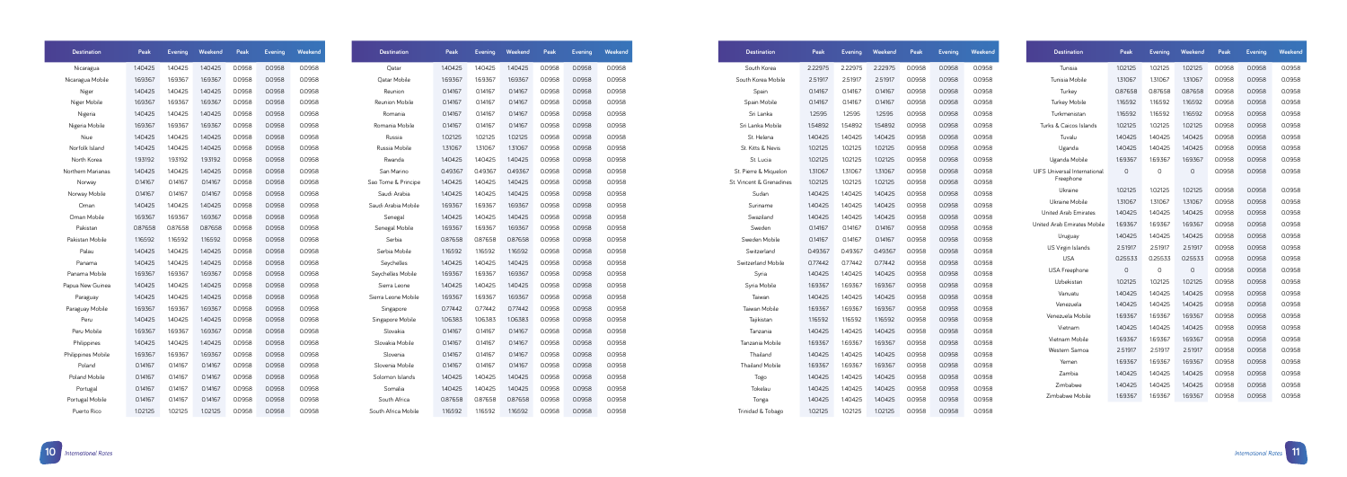| Destination | Peak | Evening | Weekend | Peak | Evening | Weekend |
|---|---|---|---|---|---|---|
| Nicaragua | 1.40425 | 1.40425 | 1.40425 | 0.0958 | 0.0958 | 0.0958 |
| Nicaragua Mobile | 1.69367 | 1.69367 | 1.69367 | 0.0958 | 0.0958 | 0.0958 |
| Niger | 1.40425 | 1.40425 | 1.40425 | 0.0958 | 0.0958 | 0.0958 |
| Niger Mobile | 1.69367 | 1.69367 | 1.69367 | 0.0958 | 0.0958 | 0.0958 |
| Nigeria | 1.40425 | 1.40425 | 1.40425 | 0.0958 | 0.0958 | 0.0958 |
| Nigeria Mobile | 1.69367 | 1.69367 | 1.69367 | 0.0958 | 0.0958 | 0.0958 |
| Niue | 1.40425 | 1.40425 | 1.40425 | 0.0958 | 0.0958 | 0.0958 |
| Norfolk Island | 1.40425 | 1.40425 | 1.40425 | 0.0958 | 0.0958 | 0.0958 |
| North Korea | 1.93192 | 1.93192 | 1.93192 | 0.0958 | 0.0958 | 0.0958 |
| Northern Marianas | 1.40425 | 1.40425 | 1.40425 | 0.0958 | 0.0958 | 0.0958 |
| Norway | 0.14167 | 0.14167 | 0.14167 | 0.0958 | 0.0958 | 0.0958 |
| Norway Mobile | 0.14167 | 0.14167 | 0.14167 | 0.0958 | 0.0958 | 0.0958 |
| Oman | 1.40425 | 1.40425 | 1.40425 | 0.0958 | 0.0958 | 0.0958 |
| Oman Mobile | 1.69367 | 1.69367 | 1.69367 | 0.0958 | 0.0958 | 0.0958 |
| Pakistan | 0.87658 | 0.87658 | 0.87658 | 0.0958 | 0.0958 | 0.0958 |
| Pakistan Mobile | 1.16592 | 1.16592 | 1.16592 | 0.0958 | 0.0958 | 0.0958 |
| Palau | 1.40425 | 1.40425 | 1.40425 | 0.0958 | 0.0958 | 0.0958 |
| Panama | 1.40425 | 1.40425 | 1.40425 | 0.0958 | 0.0958 | 0.0958 |
| Panama Mobile | 1.69367 | 1.69367 | 1.69367 | 0.0958 | 0.0958 | 0.0958 |
| Papua New Guinea | 1.40425 | 1.40425 | 1.40425 | 0.0958 | 0.0958 | 0.0958 |
| Paraguay | 1.40425 | 1.40425 | 1.40425 | 0.0958 | 0.0958 | 0.0958 |
| Paraguay Mobile | 1.69367 | 1.69367 | 1.69367 | 0.0958 | 0.0958 | 0.0958 |
| Peru | 1.40425 | 1.40425 | 1.40425 | 0.0958 | 0.0958 | 0.0958 |
| Peru Mobile | 1.69367 | 1.69367 | 1.69367 | 0.0958 | 0.0958 | 0.0958 |
| Philippines | 1.40425 | 1.40425 | 1.40425 | 0.0958 | 0.0958 | 0.0958 |
| Philippines Mobile | 1.69367 | 1.69367 | 1.69367 | 0.0958 | 0.0958 | 0.0958 |
| Poland | 0.14167 | 0.14167 | 0.14167 | 0.0958 | 0.0958 | 0.0958 |
| Poland Mobile | 0.14167 | 0.14167 | 0.14167 | 0.0958 | 0.0958 | 0.0958 |
| Portugal | 0.14167 | 0.14167 | 0.14167 | 0.0958 | 0.0958 | 0.0958 |
| Portugal Mobile | 0.14167 | 0.14167 | 0.14167 | 0.0958 | 0.0958 | 0.0958 |
| Puerto Rico | 1.02125 | 1.02125 | 1.02125 | 0.0958 | 0.0958 | 0.0958 |

| Destination | Peak | Evening | Weekend | Peak | Evening | Weekend |
|---|---|---|---|---|---|---|
| Qatar | 1.40425 | 1.40425 | 1.40425 | 0.0958 | 0.0958 | 0.0958 |
| Qatar Mobile | 1.69367 | 1.69367 | 1.69367 | 0.0958 | 0.0958 | 0.0958 |
| Reunion | 0.14167 | 0.14167 | 0.14167 | 0.0958 | 0.0958 | 0.0958 |
| Reunion Mobile | 0.14167 | 0.14167 | 0.14167 | 0.0958 | 0.0958 | 0.0958 |
| Romania | 0.14167 | 0.14167 | 0.14167 | 0.0958 | 0.0958 | 0.0958 |
| Romania Mobile | 0.14167 | 0.14167 | 0.14167 | 0.0958 | 0.0958 | 0.0958 |
| Russia | 1.02125 | 1.02125 | 1.02125 | 0.0958 | 0.0958 | 0.0958 |
| Russia Mobile | 1.31067 | 1.31067 | 1.31067 | 0.0958 | 0.0958 | 0.0958 |
| Rwanda | 1.40425 | 1.40425 | 1.40425 | 0.0958 | 0.0958 | 0.0958 |
| San Marino | 0.49367 | 0.49367 | 0.49367 | 0.0958 | 0.0958 | 0.0958 |
| Sao Tome & Principe | 1.40425 | 1.40425 | 1.40425 | 0.0958 | 0.0958 | 0.0958 |
| Saudi Arabia | 1.40425 | 1.40425 | 1.40425 | 0.0958 | 0.0958 | 0.0958 |
| Saudi Arabia Mobile | 1.69367 | 1.69367 | 1.69367 | 0.0958 | 0.0958 | 0.0958 |
| Senegal | 1.40425 | 1.40425 | 1.40425 | 0.0958 | 0.0958 | 0.0958 |
| Senegal Mobile | 1.69367 | 1.69367 | 1.69367 | 0.0958 | 0.0958 | 0.0958 |
| Serbia | 0.87658 | 0.87658 | 0.87658 | 0.0958 | 0.0958 | 0.0958 |
| Serbia Mobile | 1.16592 | 1.16592 | 1.16592 | 0.0958 | 0.0958 | 0.0958 |
| Seychelles | 1.40425 | 1.40425 | 1.40425 | 0.0958 | 0.0958 | 0.0958 |
| Seychelles Mobile | 1.69367 | 1.69367 | 1.69367 | 0.0958 | 0.0958 | 0.0958 |
| Sierra Leone | 1.40425 | 1.40425 | 1.40425 | 0.0958 | 0.0958 | 0.0958 |
| Sierra Leone Mobile | 1.69367 | 1.69367 | 1.69367 | 0.0958 | 0.0958 | 0.0958 |
| Singapore | 0.77442 | 0.77442 | 0.77442 | 0.0958 | 0.0958 | 0.0958 |
| Singapore Mobile | 1.06383 | 1.06383 | 1.06383 | 0.0958 | 0.0958 | 0.0958 |
| Slovakia | 0.14167 | 0.14167 | 0.14167 | 0.0958 | 0.0958 | 0.0958 |
| Slovakia Mobile | 0.14167 | 0.14167 | 0.14167 | 0.0958 | 0.0958 | 0.0958 |
| Slovenia | 0.14167 | 0.14167 | 0.14167 | 0.0958 | 0.0958 | 0.0958 |
| Slovenia Mobile | 0.14167 | 0.14167 | 0.14167 | 0.0958 | 0.0958 | 0.0958 |
| Solomon Islands | 1.40425 | 1.40425 | 1.40425 | 0.0958 | 0.0958 | 0.0958 |
| Somalia | 1.40425 | 1.40425 | 1.40425 | 0.0958 | 0.0958 | 0.0958 |
| South Africa | 0.87658 | 0.87658 | 0.87658 | 0.0958 | 0.0958 | 0.0958 |
| South Africa Mobile | 1.16592 | 1.16592 | 1.16592 | 0.0958 | 0.0958 | 0.0958 |

| Destination | Peak | Evening | Weekend | Peak | Evening | Weekend |
|---|---|---|---|---|---|---|
| South Korea | 2.22975 | 2.22975 | 2.22975 | 0.0958 | 0.0958 | 0.0958 |
| South Korea Mobile | 2.51917 | 2.51917 | 2.51917 | 0.0958 | 0.0958 | 0.0958 |
| Spain | 0.14167 | 0.14167 | 0.14167 | 0.0958 | 0.0958 | 0.0958 |
| Spain Mobile | 0.14167 | 0.14167 | 0.14167 | 0.0958 | 0.0958 | 0.0958 |
| Sri Lanka | 1.2595 | 1.2595 | 1.2595 | 0.0958 | 0.0958 | 0.0958 |
| Sri Lanka Mobile | 1.54892 | 1.54892 | 1.54892 | 0.0958 | 0.0958 | 0.0958 |
| St. Helena | 1.40425 | 1.40425 | 1.40425 | 0.0958 | 0.0958 | 0.0958 |
| St. Kitts & Nevis | 1.02125 | 1.02125 | 1.02125 | 0.0958 | 0.0958 | 0.0958 |
| St. Lucia | 1.02125 | 1.02125 | 1.02125 | 0.0958 | 0.0958 | 0.0958 |
| St. Pierre & Miquelon | 1.31067 | 1.31067 | 1.31067 | 0.0958 | 0.0958 | 0.0958 |
| St. Vincent & Grenadines | 1.02125 | 1.02125 | 1.02125 | 0.0958 | 0.0958 | 0.0958 |
| Sudan | 1.40425 | 1.40425 | 1.40425 | 0.0958 | 0.0958 | 0.0958 |
| Suriname | 1.40425 | 1.40425 | 1.40425 | 0.0958 | 0.0958 | 0.0958 |
| Swaziland | 1.40425 | 1.40425 | 1.40425 | 0.0958 | 0.0958 | 0.0958 |
| Sweden | 0.14167 | 0.14167 | 0.14167 | 0.0958 | 0.0958 | 0.0958 |
| Sweden Mobile | 0.14167 | 0.14167 | 0.14167 | 0.0958 | 0.0958 | 0.0958 |
| Switzerland | 0.49367 | 0.49367 | 0.49367 | 0.0958 | 0.0958 | 0.0958 |
| Switzerland Mobile | 0.77442 | 0.77442 | 0.77442 | 0.0958 | 0.0958 | 0.0958 |
| Syria | 1.40425 | 1.40425 | 1.40425 | 0.0958 | 0.0958 | 0.0958 |
| Syria Mobile | 1.69367 | 1.69367 | 1.69367 | 0.0958 | 0.0958 | 0.0958 |
| Taiwan | 1.40425 | 1.40425 | 1.40425 | 0.0958 | 0.0958 | 0.0958 |
| Taiwan Mobile | 1.69367 | 1.69367 | 1.69367 | 0.0958 | 0.0958 | 0.0958 |
| Tajikistan | 1.16592 | 1.16592 | 1.16592 | 0.0958 | 0.0958 | 0.0958 |
| Tanzania | 1.40425 | 1.40425 | 1.40425 | 0.0958 | 0.0958 | 0.0958 |
| Tanzania Mobile | 1.69367 | 1.69367 | 1.69367 | 0.0958 | 0.0958 | 0.0958 |
| Thailand | 1.40425 | 1.40425 | 1.40425 | 0.0958 | 0.0958 | 0.0958 |
| Thailand Mobile | 1.69367 | 1.69367 | 1.69367 | 0.0958 | 0.0958 | 0.0958 |
| Togo | 1.40425 | 1.40425 | 1.40425 | 0.0958 | 0.0958 | 0.0958 |
| Tokelau | 1.40425 | 1.40425 | 1.40425 | 0.0958 | 0.0958 | 0.0958 |
| Tonga | 1.40425 | 1.40425 | 1.40425 | 0.0958 | 0.0958 | 0.0958 |
| Trinidad & Tobago | 1.02125 | 1.02125 | 1.02125 | 0.0958 | 0.0958 | 0.0958 |

| Destination | Peak | Evening | Weekend | Peak | Evening | Weekend |
|---|---|---|---|---|---|---|
| Tunisia | 1.02125 | 1.02125 | 1.02125 | 0.0958 | 0.0958 | 0.0958 |
| Tunisia Mobile | 1.31067 | 1.31067 | 1.31067 | 0.0958 | 0.0958 | 0.0958 |
| Turkey | 0.87658 | 0.87658 | 0.87658 | 0.0958 | 0.0958 | 0.0958 |
| Turkey Mobile | 1.16592 | 1.16592 | 1.16592 | 0.0958 | 0.0958 | 0.0958 |
| Turkmenistan | 1.16592 | 1.16592 | 1.16592 | 0.0958 | 0.0958 | 0.0958 |
| Turks & Caicos Islands | 1.02125 | 1.02125 | 1.02125 | 0.0958 | 0.0958 | 0.0958 |
| Tuvalu | 1.40425 | 1.40425 | 1.40425 | 0.0958 | 0.0958 | 0.0958 |
| Uganda | 1.40425 | 1.40425 | 1.40425 | 0.0958 | 0.0958 | 0.0958 |
| Uganda Mobile | 1.69367 | 1.69367 | 1.69367 | 0.0958 | 0.0958 | 0.0958 |
| UIFS Universal International Freephone | 0 | 0 | 0 | 0.0958 | 0.0958 | 0.0958 |
| Ukraine | 1.02125 | 1.02125 | 1.02125 | 0.0958 | 0.0958 | 0.0958 |
| Ukraine Mobile | 1.31067 | 1.31067 | 1.31067 | 0.0958 | 0.0958 | 0.0958 |
| United Arab Emirates | 1.40425 | 1.40425 | 1.40425 | 0.0958 | 0.0958 | 0.0958 |
| United Arab Emirates Mobile | 1.69367 | 1.69367 | 1.69367 | 0.0958 | 0.0958 | 0.0958 |
| Uruguay | 1.40425 | 1.40425 | 1.40425 | 0.0958 | 0.0958 | 0.0958 |
| US Virgin Islands | 2.51917 | 2.51917 | 2.51917 | 0.0958 | 0.0958 | 0.0958 |
| USA | 0.25533 | 0.25533 | 0.25533 | 0.0958 | 0.0958 | 0.0958 |
| USA Freephone | 0 | 0 | 0 | 0.0958 | 0.0958 | 0.0958 |
| Uzbekistan | 1.02125 | 1.02125 | 1.02125 | 0.0958 | 0.0958 | 0.0958 |
| Vanuatu | 1.40425 | 1.40425 | 1.40425 | 0.0958 | 0.0958 | 0.0958 |
| Venezuela | 1.40425 | 1.40425 | 1.40425 | 0.0958 | 0.0958 | 0.0958 |
| Venezuela Mobile | 1.69367 | 1.69367 | 1.69367 | 0.0958 | 0.0958 | 0.0958 |
| Vietnam | 1.40425 | 1.40425 | 1.40425 | 0.0958 | 0.0958 | 0.0958 |
| Vietnam Mobile | 1.69367 | 1.69367 | 1.69367 | 0.0958 | 0.0958 | 0.0958 |
| Western Samoa | 2.51917 | 2.51917 | 2.51917 | 0.0958 | 0.0958 | 0.0958 |
| Yemen | 1.69367 | 1.69367 | 1.69367 | 0.0958 | 0.0958 | 0.0958 |
| Zambia | 1.40425 | 1.40425 | 1.40425 | 0.0958 | 0.0958 | 0.0958 |
| Zimbabwe | 1.40425 | 1.40425 | 1.40425 | 0.0958 | 0.0958 | 0.0958 |
| Zimbabwe Mobile | 1.69367 | 1.69367 | 1.69367 | 0.0958 | 0.0958 | 0.0958 |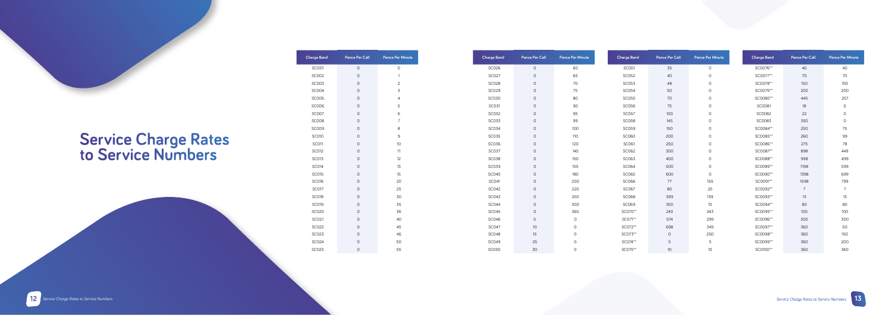# Service Charge Rates to Service Numbers

| Charge Band | Pence Per Call | Pence Per Minute |
|---|---|---|
| SC001 | 0 | 0 |
| SC002 | 0 | 1 |
| SC003 | 0 | 2 |
| SC004 | 0 | 3 |
| SC005 | 0 | 4 |
| SC006 | 0 | 5 |
| SC007 | 0 | 6 |
| SC008 | 0 | 7 |
| SC009 | 0 | 8 |
| SC010 | 0 | 9 |
| SC011 | 0 | 10 |
| SC012 | 0 | 11 |
| SC013 | 0 | 12 |
| SC014 | 0 | 13 |
| SC015 | 0 | 15 |
| SC016 | 0 | 20 |
| SC017 | 0 | 25 |
| SC018 | 0 | 30 |
| SC019 | 0 | 35 |
| SC020 | 0 | 36 |
| SC021 | 0 | 40 |
| SC022 | 0 | 45 |
| SC023 | 0 | 46 |
| SC024 | 0 | 50 |
| SC025 | 0 | 55 |

| Charge Band | Pence Per Call | Pence Per Minute |
|---|---|---|
| SC026 | 0 | 60 |
| SC027 | 0 | 65 |
| SC028 | 0 | 70 |
| SC029 | 0 | 75 |
| SC030 | 0 | 80 |
| SC031 | 0 | 90 |
| SC032 | 0 | 95 |
| SC033 | 0 | 99 |
| SC034 | 0 | 100 |
| SC035 | 0 | 110 |
| SC036 | 0 | 120 |
| SC037 | 0 | 145 |
| SC038 | 0 | 150 |
| SC039 | 0 | 155 |
| SC040 | 0 | 180 |
| SC041 | 0 | 200 |
| SC042 | 0 | 220 |
| SC043 | 0 | 250 |
| SC044 | 0 | 300 |
| SC045 | 0 | 360 |
| SC046 | 5 | 0 |
| SC047 | 10 | 0 |
| SC048 | 15 | 0 |
| SC049 | 25 | 0 |
| SC050 | 30 | 0 |

| Charge Band | Pence Per Call | Pence Per Minute |
|---|---|---|
| SC051 | 35 | 0 |
| SC052 | 40 | 0 |
| SC053 | 48 | 0 |
| SC054 | 50 | 0 |
| SC055 | 70 | 0 |
| SC056 | 75 | 0 |
| SC057 | 100 | 0 |
| SC058 | 145 | 0 |
| SC059 | 150 | 0 |
| SC060 | 200 | 0 |
| SC061 | 250 | 0 |
| SC062 | 300 | 0 |
| SC063 | 400 | 0 |
| SC064 | 500 | 0 |
| SC065 | 600 | 0 |
| SC066 | 77 | 155 |
| SC067 | 80 | 25 |
| SC068 | 399 | 139 |
| SC069 | 350 | 10 |
| SC070** | 243 | 243 |
| SC071** | 574 | 299 |
| SC072** | 698 | 349 |
| SC073** | 0 | 250 |
| SC074** | 5 | 5 |
| SC075** | 10 | 10 |

| Charge Band | Pence Per Call | Pence Per Minute |
|---|---|---|
| SC0076** | 40 | 40 |
| SC0077** | 70 | 70 |
| SC0078** | 150 | 150 |
| SC0079** | 200 | 200 |
| SC0080** | 445 | 257 |
| SC0081 | 18 | 0 |
| SC0082 | 22 | 0 |
| SC0083 | 350 | 0 |
| SC0084** | 250 | 75 |
| SC0085** | 260 | 99 |
| SC0086** | 275 | 78 |
| SC0087** | 898 | 449 |
| SC0088** | 998 | 499 |
| SC0089** | 1198 | 599 |
| SC0090** | 1398 | 699 |
| SC0091** | 1598 | 799 |
| SC0092** | 7 | 7 |
| SC0093** | 13 | 13 |
| SC0094** | 80 | 80 |
| SC0095** | 100 | 100 |
| SC0096** | 300 | 300 |
| SC0097** | 360 | 50 |
| SC0098** | 360 | 150 |
| SC0099** | 360 | 200 |
| SC0100** | 360 | 360 |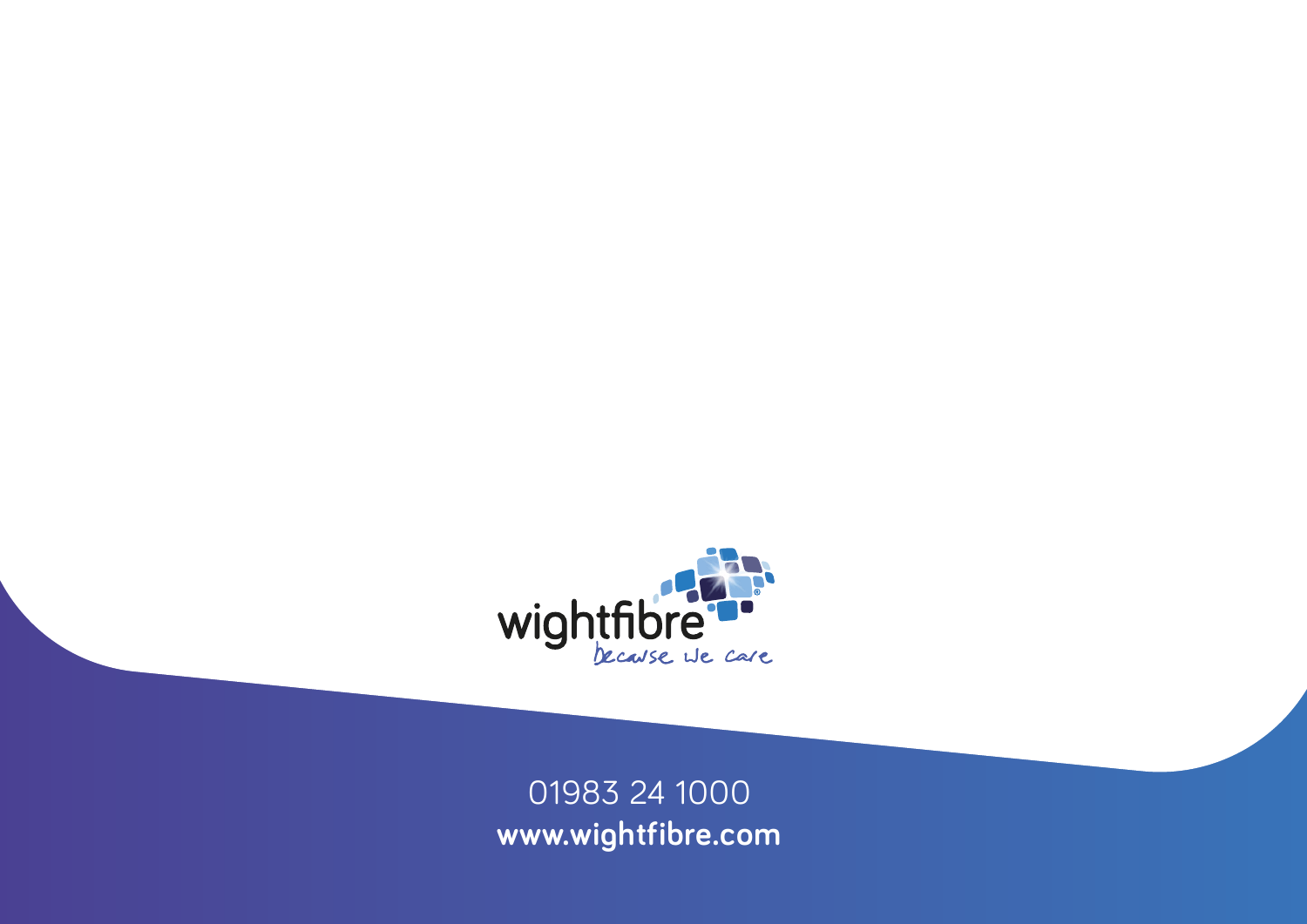wightfibre

because we care

01983 24 1000

**www.wightfibre.com**